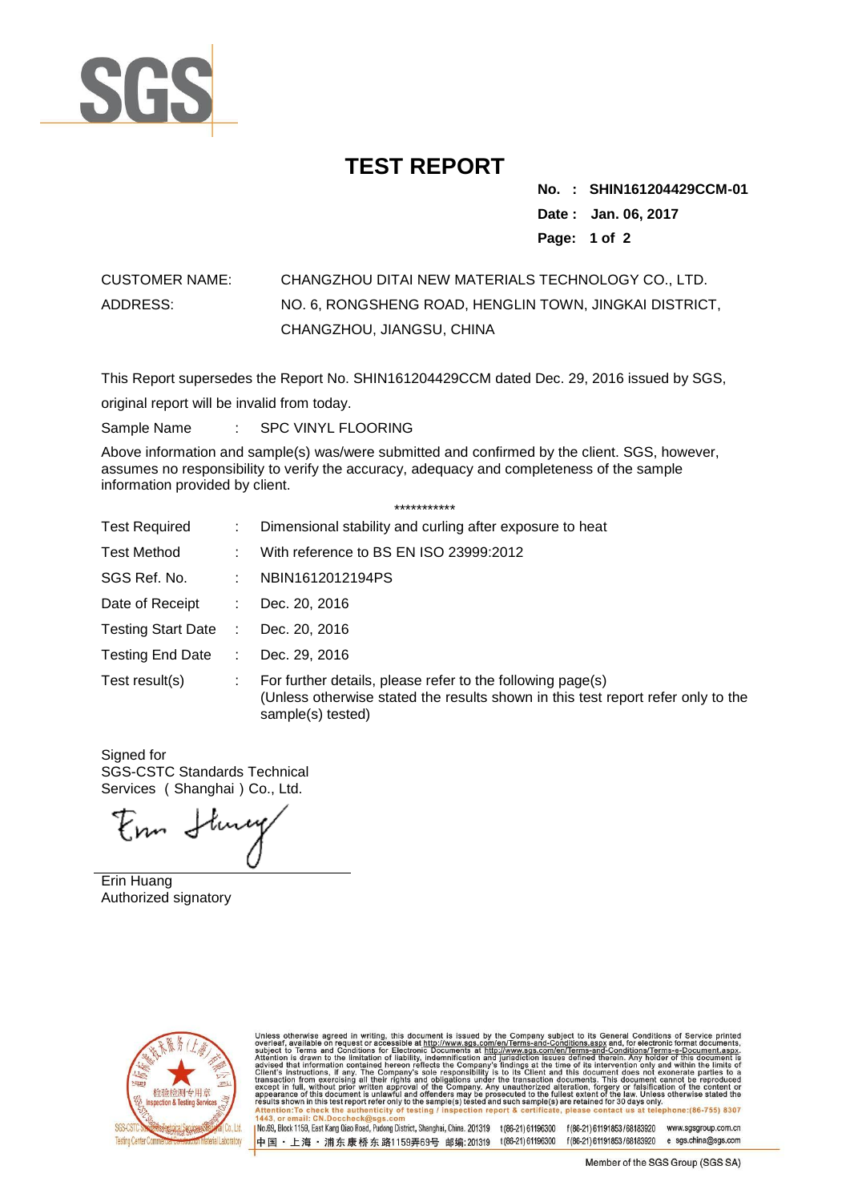SGS

# TEST REPORT

**No. : SHIN161204429CCM-01**

**Date : Jan. 06, 2017**

| | |
|---|---|
| CUSTOMER NAME: | CHANGZHOU DITAI NEW MATERIALS TECHNOLOGY CO., LTD. |
| ADDRESS: | NO. 6, RONGSHENG ROAD, HENGLIN TOWN, JINGKAI DISTRICT, CHANGZHOU, JIANGSU, CHINA |

This Report supersedes the Report No. SHIN161204429CCM dated Dec. 29, 2016 issued by SGS, original report will be invalid from today.

Sample Name : SPC VINYL FLOORING

Above information and sample(s) was/were submitted and confirmed by the client. SGS, however, assumes no responsibility to verify the accuracy, adequacy and completeness of the sample information provided by client.

***********

| | | |
|---|---|---|
| Test Required | : | Dimensional stability and curling after exposure to heat |
| Test Method | : | With reference to BS EN ISO 23999:2012 |
| SGS Ref. No. | : | NBIN1612012194PS |
| Date of Receipt | : | Dec. 20, 2016 |
| Testing Start Date | : | Dec. 20, 2016 |
| Testing End Date | : | Dec. 29, 2016 |
| Test result(s) | : | For further details, please refer to the following page(s) (Unless otherwise stated the results shown in this test report refer only to the sample(s) tested) |

Signed for
SGS-CSTC Standards Technical Services ( Shanghai ) Co., Ltd.

Erin Huang
Authorized signatory

Unless otherwise agreed in writing, this document is issued by the Company subject to its General Conditions of Service printed overleaf, available on request or accessible at http://www.sgs.com/en/Terms-and-Conditions.aspx and, for electronic format documents, subject to Terms and Conditions for Electronic Documents at http://www.sgs.com/en/Terms-and-Conditions/Terms-e-Document.aspx. Attention is drawn to the limitation of liability, indemnification and jurisdiction issues defined therein. Any holder of this document is advised that information contained hereon reflects the Company's findings at the time of its intervention only and within the limits of Client's instructions, if any. The Company's sole responsibility is to its Client and this document does not exonerate parties to a transaction from exercising all their rights and obligations under the transaction documents. This document cannot be reproduced except in full, without prior written approval of the Company. Any unauthorized alteration, forgery or falsification of the content or appearance of this document is unlawful and offenders may be prosecuted to the fullest extent of the law. Unless otherwise stated the results shown in this test report refer only to the sample(s) tested and such sample(s) are retained for 30 days only.
**Attention:To check the authenticity of testing / inspection report & certificate, please contact us at telephone:(86-755) 8307 1443, or email: CN.Doccheck@sgs.com**

No.69, Block 1159, East Kang Qiao Road, Pudong District, Shanghai, China. 201319 t(86-21) 61196300 f(86-21) 61191853 / 68183920 www.sgsgroup.com.cn
中国・上海・浦东康桥东路1159弄69号 邮编: 201319 t(86-21) 61196300 f(86-21) 61191853 / 68183920 e sgs.china@sgs.com

Member of the SGS Group (SGS SA)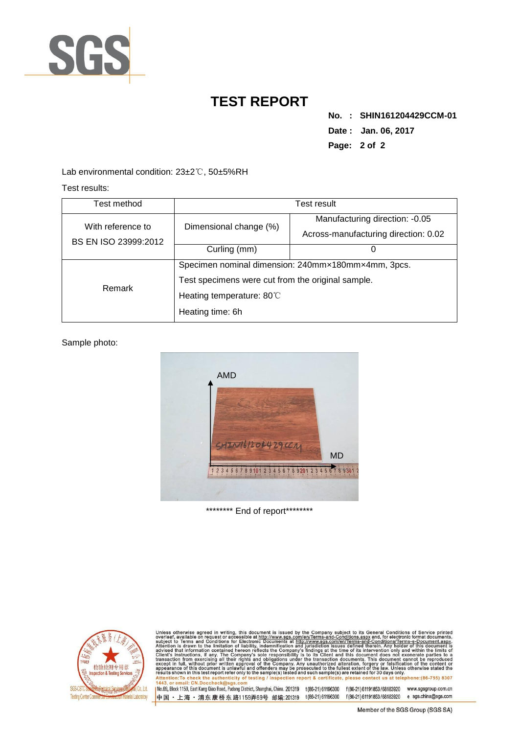# TEST REPORT

**No. : SHIN161204429CCM-01**

**Date : Jan. 06, 2017**

Lab environmental condition: 23±2℃, 50±5%RH

Test results:

| Test method | Test result | |
|---|---|---|
| With reference to BS EN ISO 23999:2012 | Dimensional change (%) | Manufacturing direction: -0.05<br>Across-manufacturing direction: 0.02 |
| | Curling (mm) | 0 |
| Remark | Specimen nominal dimension: 240mm×180mm×4mm, 3pcs.<br>Test specimens were cut from the original sample.<br>Heating temperature: 80℃<br>Heating time: 6h | |

Sample photo:

AMD

MD

******** End of report********

Unless otherwise agreed in writing, this document is issued by the Company subject to its General Conditions of Service printed overleaf, available on request or accessible at http://www.sgs.com/en/Terms-and-Conditions.aspx and, for electronic format documents, subject to Terms and Conditions for Electronic Documents at http://www.sgs.com/en/Terms-and-Conditions/Terms-e-Document.aspx. Attention is drawn to the limitation of liability, indemnification and jurisdiction issues defined therein. Any holder of this document is advised that information contained hereon reflects the Company's findings at the time of its intervention only and within the limits of Client's instructions, if any. The Company's sole responsibility is to its Client and this document does not exonerate parties to a transaction from exercising all their rights and obligations under the transaction documents. This document cannot be reproduced except in full, without prior written approval of the Company. Any unauthorized alteration, forgery or falsification of the content or appearance of this document is unlawful and offenders may be prosecuted to the fullest extent of the law. Unless otherwise stated the results shown in this test report refer only to the sample(s) tested and such sample(s) are retained for 30 days only.
**Attention:To check the authenticity of testing / inspection report & certificate, please contact us at telephone:(86-755) 8307 1443, or email: CN.Doccheck@sgs.com**

No.69, Block 1159, East Kang Qiao Road, Pudong District, Shanghai, China. 201319 t(86-21) 61196300 f(86-21) 61191853/68183920 www.sgsgroup.com.cn
中国・上海・浦东康桥东路1159弄69号 邮编: 201319 t(86-21) 61196300 f(86-21) 61191853/68183920 e sgs.china@sgs.com

Member of the SGS Group (SGS SA)